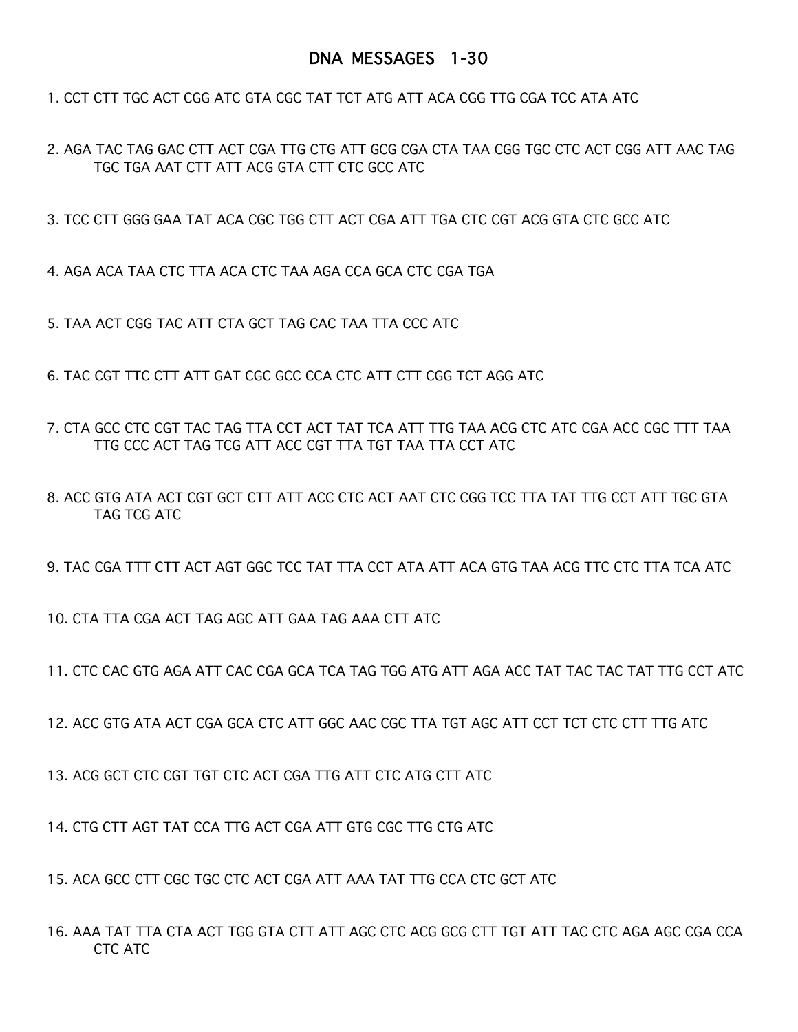# DNA MESSAGES 1-30

1. CCT CTT TGC ACT CGG ATC GTA CGC TAT TCT ATG ATT ACA CGG TTG CGA TCC ATA ATC

2. AGA TAC TAG GAC CTT ACT CGA TTG CTG ATT GCG CGA CTA TAA CGG TGC CTC ACT CGG ATT AAC TAG TGC TGA AAT CTT ATT ACG GTA CTT CTC GCC ATC

3. TCC CTT GGG GAA TAT ACA CGC TGG CTT ACT CGA ATT TGA CTC CGT ACG GTA CTC GCC ATC

4. AGA ACA TAA CTC TTA ACA CTC TAA AGA CCA GCA CTC CGA TGA

5. TAA ACT CGG TAC ATT CTA GCT TAG CAC TAA TTA CCC ATC

6. TAC CGT TTC CTT ATT GAT CGC GCC CCA CTC ATT CTT CGG TCT AGG ATC

7. CTA GCC CTC CGT TAC TAG TTA CCT ACT TAT TCA ATT TTG TAA ACG CTC ATC CGA ACC CGC TTT TAA TTG CCC ACT TAG TCG ATT ACC CGT TTA TGT TAA TTA CCT ATC

8. ACC GTG ATA ACT CGT GCT CTT ATT ACC CTC ACT AAT CTC CGG TCC TTA TAT TTG CCT ATT TGC GTA TAG TCG ATC

9. TAC CGA TTT CTT ACT AGT GGC TCC TAT TTA CCT ATA ATT ACA GTG TAA ACG TTC CTC TTA TCA ATC

10. CTA TTA CGA ACT TAG AGC ATT GAA TAG AAA CTT ATC

11. CTC CAC GTG AGA ATT CAC CGA GCA TCA TAG TGG ATG ATT AGA ACC TAT TAC TAC TAT TTG CCT ATC

12. ACC GTG ATA ACT CGA GCA CTC ATT GGC AAC CGC TTA TGT AGC ATT CCT TCT CTC CTT TTG ATC

13. ACG GCT CTC CGT TGT CTC ACT CGA TTG ATT CTC ATG CTT ATC

14. CTG CTT AGT TAT CCA TTG ACT CGA ATT GTG CGC TTG CTG ATC

15. ACA GCC CTT CGC TGC CTC ACT CGA ATT AAA TAT TTG CCA CTC GCT ATC

16. AAA TAT TTA CTA ACT TGG GTA CTT ATT AGC CTC ACG GCG CTT TGT ATT TAC CTC AGA AGC CGA CCA CTC ATC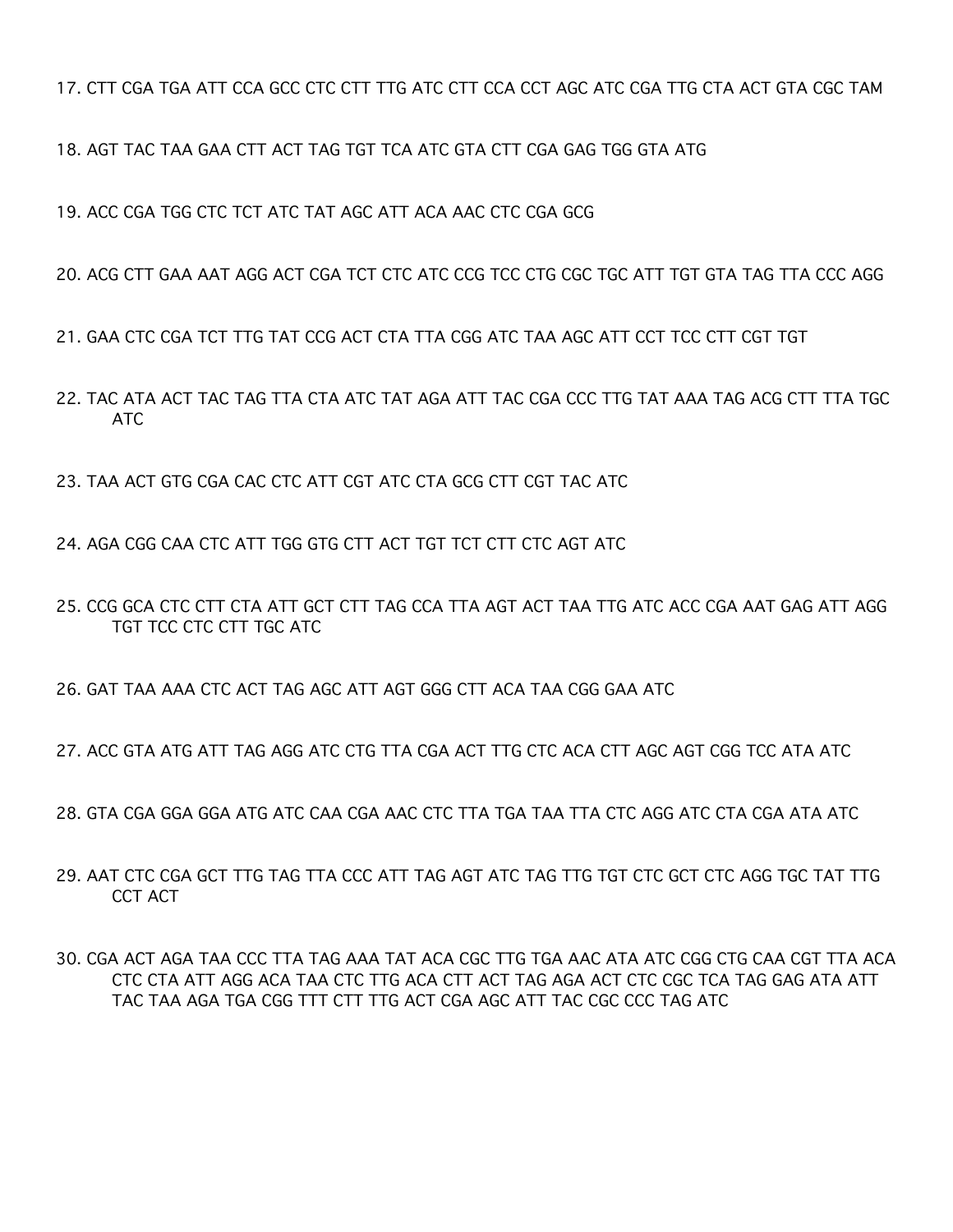17. CTT CGA TGA ATT CCA GCC CTC CTT TTG ATC CTT CCA CCT AGC ATC CGA TTG CTA ACT GTA CGC TAM

18. AGT TAC TAA GAA CTT ACT TAG TGT TCA ATC GTA CTT CGA GAG TGG GTA ATG

19. ACC CGA TGG CTC TCT ATC TAT AGC ATT ACA AAC CTC CGA GCG

20. ACG CTT GAA AAT AGG ACT CGA TCT CTC ATC CCG TCC CTG CGC TGC ATT TGT GTA TAG TTA CCC AGG

21. GAA CTC CGA TCT TTG TAT CCG ACT CTA TTA CGG ATC TAA AGC ATT CCT TCC CTT CGT TGT

22. TAC ATA ACT TAC TAG TTA CTA ATC TAT AGA ATT TAC CGA CCC TTG TAT AAA TAG ACG CTT TTA TGC ATC

23. TAA ACT GTG CGA CAC CTC ATT CGT ATC CTA GCG CTT CGT TAC ATC

24. AGA CGG CAA CTC ATT TGG GTG CTT ACT TGT TCT CTT CTC AGT ATC

25. CCG GCA CTC CTT CTA ATT GCT CTT TAG CCA TTA AGT ACT TAA TTG ATC ACC CGA AAT GAG ATT AGG TGT TCC CTC CTT TGC ATC

26. GAT TAA AAA CTC ACT TAG AGC ATT AGT GGG CTT ACA TAA CGG GAA ATC

27. ACC GTA ATG ATT TAG AGG ATC CTG TTA CGA ACT TTG CTC ACA CTT AGC AGT CGG TCC ATA ATC

28. GTA CGA GGA GGA ATG ATC CAA CGA AAC CTC TTA TGA TAA TTA CTC AGG ATC CTA CGA ATA ATC

29. AAT CTC CGA GCT TTG TAG TTA CCC ATT TAG AGT ATC TAG TTG TGT CTC GCT CTC AGG TGC TAT TTG CCT ACT

30. CGA ACT AGA TAA CCC TTA TAG AAA TAT ACA CGC TTG TGA AAC ATA ATC CGG CTG CAA CGT TTA ACA CTC CTA ATT AGG ACA TAA CTC TTG ACA CTT ACT TAG AGA ACT CTC CGC TCA TAG GAG ATA ATT TAC TAA AGA TGA CGG TTT CTT TTG ACT CGA AGC ATT TAC CGC CCC TAG ATC